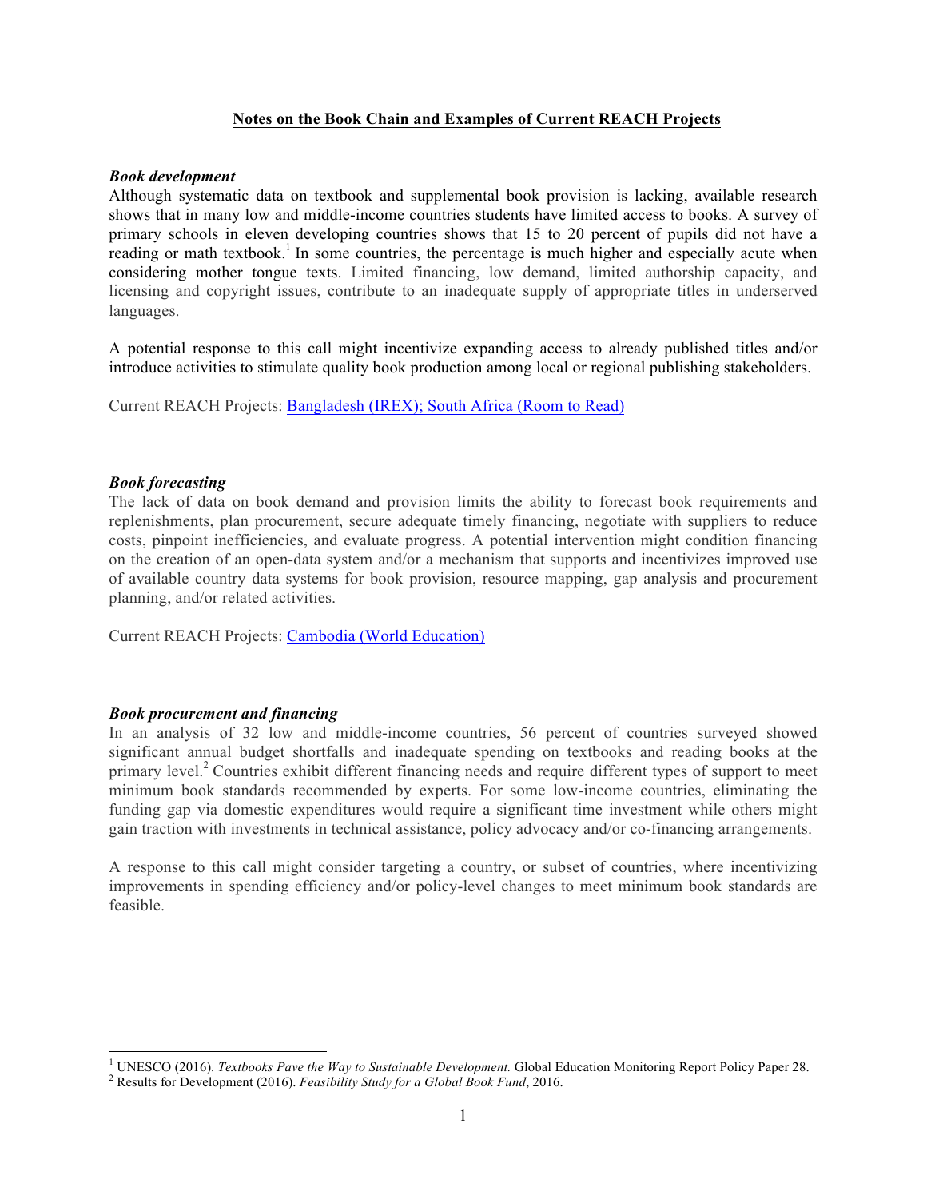# Notes on the Book Chain and Examples of Current REACH Projects

***Book development***

Although systematic data on textbook and supplemental book provision is lacking, available research shows that in many low and middle-income countries students have limited access to books. A survey of primary schools in eleven developing countries shows that 15 to 20 percent of pupils did not have a reading or math textbook.[1] In some countries, the percentage is much higher and especially acute when considering mother tongue texts. Limited financing, low demand, limited authorship capacity, and licensing and copyright issues, contribute to an inadequate supply of appropriate titles in underserved languages.

A potential response to this call might incentivize expanding access to already published titles and/or introduce activities to stimulate quality book production among local or regional publishing stakeholders.

Current REACH Projects: Bangladesh (IREX); South Africa (Room to Read)

***Book forecasting***

The lack of data on book demand and provision limits the ability to forecast book requirements and replenishments, plan procurement, secure adequate timely financing, negotiate with suppliers to reduce costs, pinpoint inefficiencies, and evaluate progress. A potential intervention might condition financing on the creation of an open-data system and/or a mechanism that supports and incentivizes improved use of available country data systems for book provision, resource mapping, gap analysis and procurement planning, and/or related activities.

Current REACH Projects: Cambodia (World Education)

***Book procurement and financing***

In an analysis of 32 low and middle-income countries, 56 percent of countries surveyed showed significant annual budget shortfalls and inadequate spending on textbooks and reading books at the primary level.[2] Countries exhibit different financing needs and require different types of support to meet minimum book standards recommended by experts. For some low-income countries, eliminating the funding gap via domestic expenditures would require a significant time investment while others might gain traction with investments in technical assistance, policy advocacy and/or co-financing arrangements.

A response to this call might consider targeting a country, or subset of countries, where incentivizing improvements in spending efficiency and/or policy-level changes to meet minimum book standards are feasible.

---

[1] UNESCO (2016). *Textbooks Pave the Way to Sustainable Development.* Global Education Monitoring Report Policy Paper 28.

[2] Results for Development (2016). *Feasibility Study for a Global Book Fund*, 2016.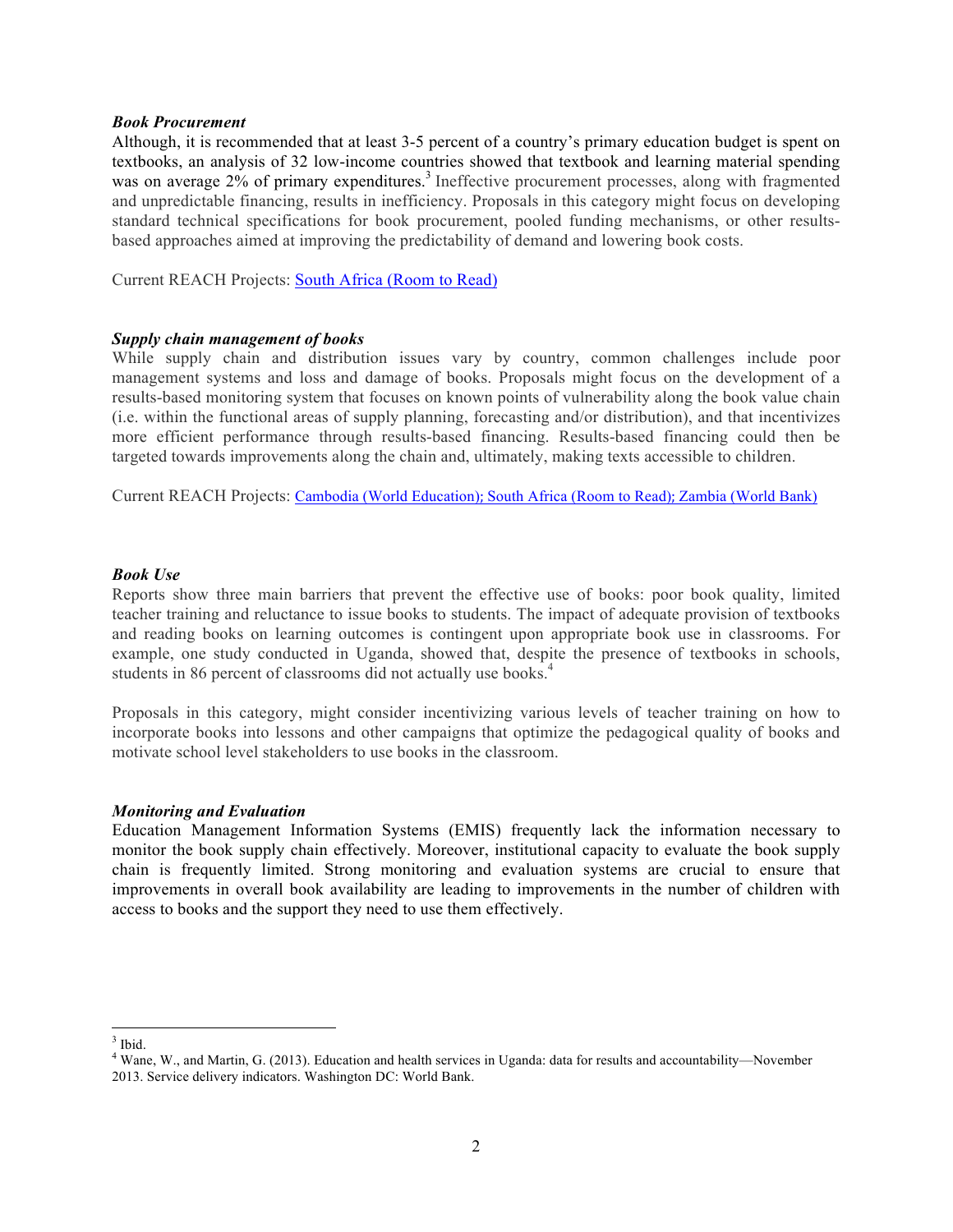***Book Procurement***

Although, it is recommended that at least 3-5 percent of a country's primary education budget is spent on textbooks, an analysis of 32 low-income countries showed that textbook and learning material spending was on average 2% of primary expenditures.[3] Ineffective procurement processes, along with fragmented and unpredictable financing, results in inefficiency. Proposals in this category might focus on developing standard technical specifications for book procurement, pooled funding mechanisms, or other results-based approaches aimed at improving the predictability of demand and lowering book costs.

Current REACH Projects: South Africa (Room to Read)

***Supply chain management of books***

While supply chain and distribution issues vary by country, common challenges include poor management systems and loss and damage of books. Proposals might focus on the development of a results-based monitoring system that focuses on known points of vulnerability along the book value chain (i.e. within the functional areas of supply planning, forecasting and/or distribution), and that incentivizes more efficient performance through results-based financing. Results-based financing could then be targeted towards improvements along the chain and, ultimately, making texts accessible to children.

Current REACH Projects: Cambodia (World Education); South Africa (Room to Read); Zambia (World Bank)

***Book Use***

Reports show three main barriers that prevent the effective use of books: poor book quality, limited teacher training and reluctance to issue books to students. The impact of adequate provision of textbooks and reading books on learning outcomes is contingent upon appropriate book use in classrooms. For example, one study conducted in Uganda, showed that, despite the presence of textbooks in schools, students in 86 percent of classrooms did not actually use books.[4]

Proposals in this category, might consider incentivizing various levels of teacher training on how to incorporate books into lessons and other campaigns that optimize the pedagogical quality of books and motivate school level stakeholders to use books in the classroom.

***Monitoring and Evaluation***

Education Management Information Systems (EMIS) frequently lack the information necessary to monitor the book supply chain effectively. Moreover, institutional capacity to evaluate the book supply chain is frequently limited. Strong monitoring and evaluation systems are crucial to ensure that improvements in overall book availability are leading to improvements in the number of children with access to books and the support they need to use them effectively.

---

[3] Ibid.

[4] Wane, W., and Martin, G. (2013). Education and health services in Uganda: data for results and accountability—November 2013. Service delivery indicators. Washington DC: World Bank.